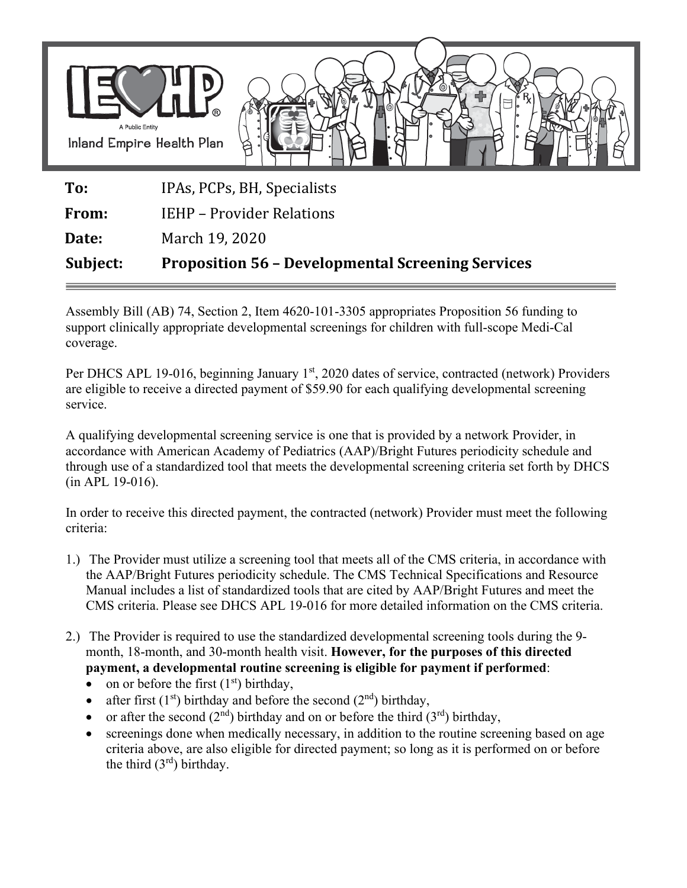IEHP — A Public Entity — Inland Empire Health Plan

**To:** IPAs, PCPs, BH, Specialists

**From:** IEHP – Provider Relations

**Date:** March 19, 2020

**Subject:** **Proposition 56 – Developmental Screening Services**

---

Assembly Bill (AB) 74, Section 2, Item 4620-101-3305 appropriates Proposition 56 funding to support clinically appropriate developmental screenings for children with full-scope Medi-Cal coverage.

Per DHCS APL 19-016, beginning January 1st, 2020 dates of service, contracted (network) Providers are eligible to receive a directed payment of $59.90 for each qualifying developmental screening service.

A qualifying developmental screening service is one that is provided by a network Provider, in accordance with American Academy of Pediatrics (AAP)/Bright Futures periodicity schedule and through use of a standardized tool that meets the developmental screening criteria set forth by DHCS (in APL 19-016).

In order to receive this directed payment, the contracted (network) Provider must meet the following criteria:

1.) The Provider must utilize a screening tool that meets all of the CMS criteria, in accordance with the AAP/Bright Futures periodicity schedule. The CMS Technical Specifications and Resource Manual includes a list of standardized tools that are cited by AAP/Bright Futures and meet the CMS criteria. Please see DHCS APL 19-016 for more detailed information on the CMS criteria.

2.) The Provider is required to use the standardized developmental screening tools during the 9-month, 18-month, and 30-month health visit. **However, for the purposes of this directed payment, a developmental routine screening is eligible for payment if performed**:
   - on or before the first (1st) birthday,
   - after first (1st) birthday and before the second (2nd) birthday,
   - or after the second (2nd) birthday and on or before the third (3rd) birthday,
   - screenings done when medically necessary, in addition to the routine screening based on age criteria above, are also eligible for directed payment; so long as it is performed on or before the third (3rd) birthday.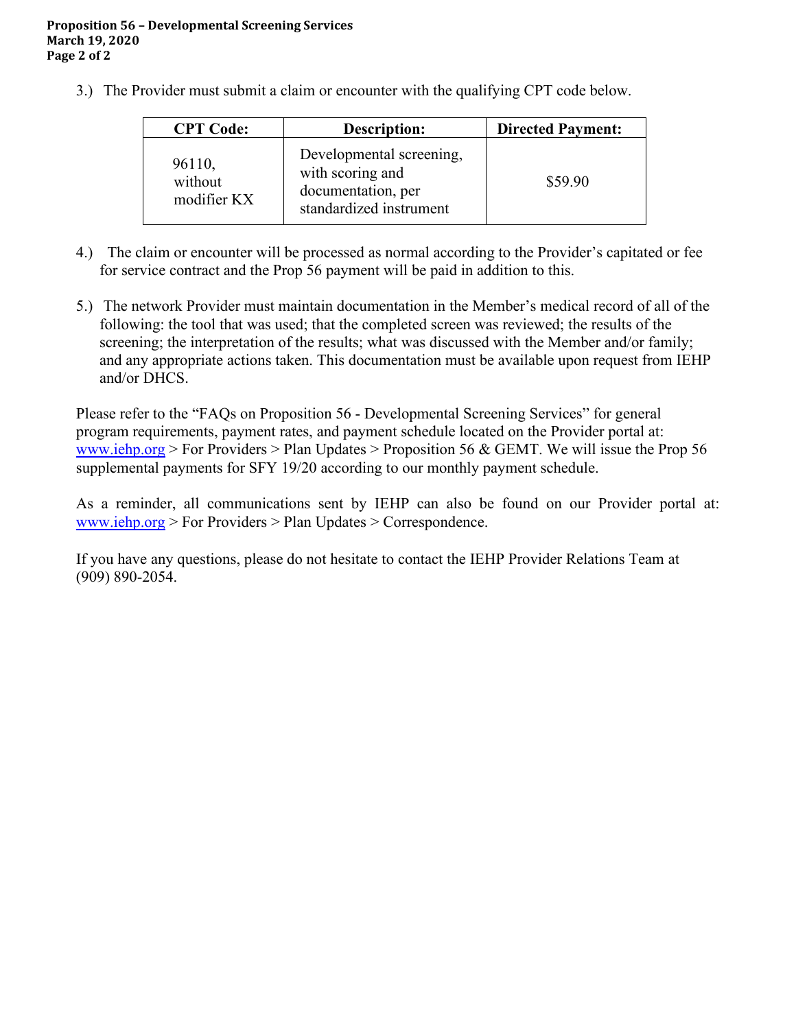3.) The Provider must submit a claim or encounter with the qualifying CPT code below.

| CPT Code: | Description: | Directed Payment: |
| --- | --- | --- |
| 96110, without modifier KX | Developmental screening, with scoring and documentation, per standardized instrument | $59.90 |

4.) The claim or encounter will be processed as normal according to the Provider's capitated or fee for service contract and the Prop 56 payment will be paid in addition to this.

5.) The network Provider must maintain documentation in the Member's medical record of all of the following: the tool that was used; that the completed screen was reviewed; the results of the screening; the interpretation of the results; what was discussed with the Member and/or family; and any appropriate actions taken. This documentation must be available upon request from IEHP and/or DHCS.

Please refer to the "FAQs on Proposition 56 - Developmental Screening Services" for general program requirements, payment rates, and payment schedule located on the Provider portal at: www.iehp.org > For Providers > Plan Updates > Proposition 56 & GEMT. We will issue the Prop 56 supplemental payments for SFY 19/20 according to our monthly payment schedule.

As a reminder, all communications sent by IEHP can also be found on our Provider portal at: www.iehp.org > For Providers > Plan Updates > Correspondence.

If you have any questions, please do not hesitate to contact the IEHP Provider Relations Team at (909) 890-2054.